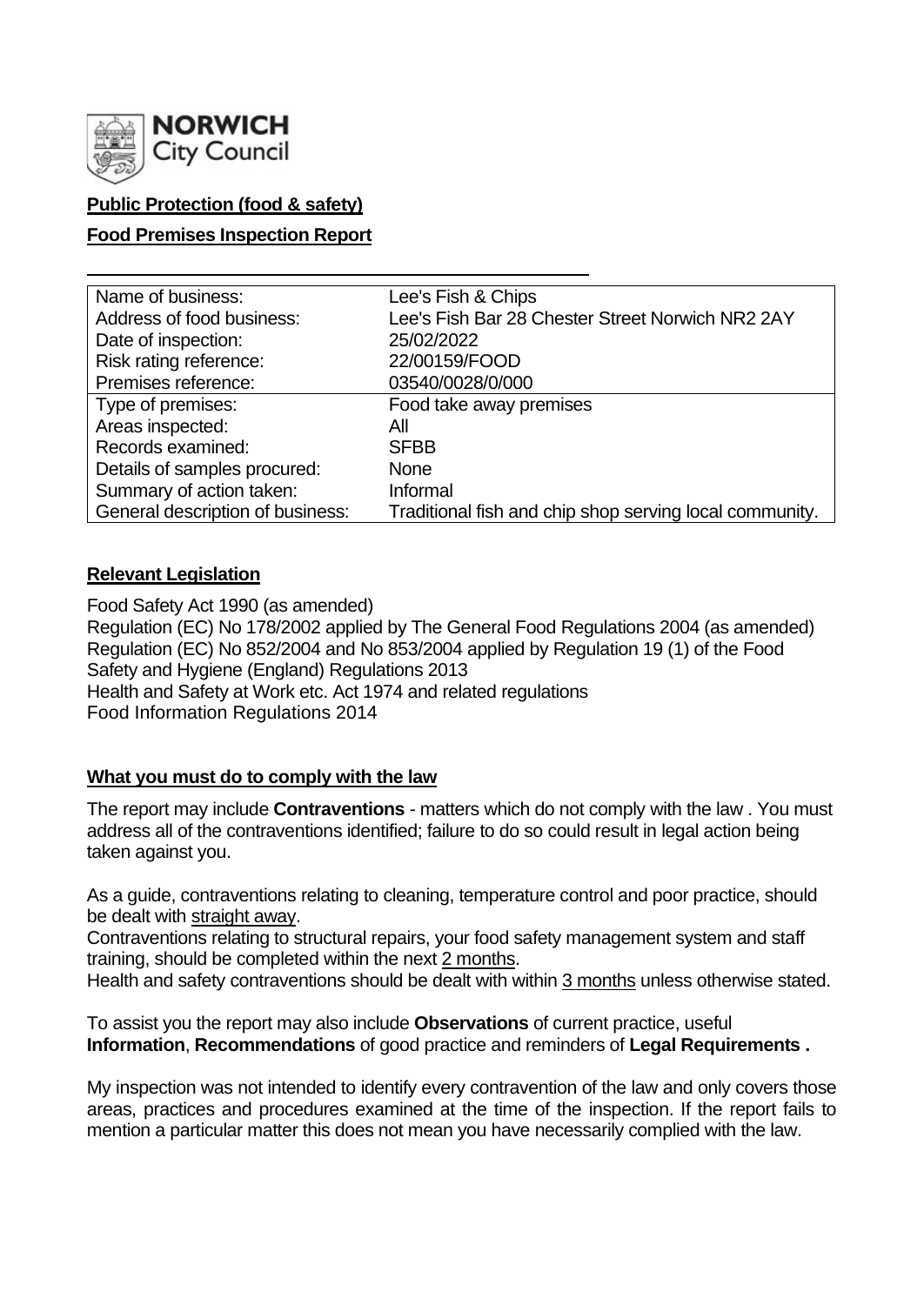**NORWICH City Council**

**Public Protection (food & safety)**

**Food Premises Inspection Report**

| | |
|---|---|
| Name of business: | Lee's Fish & Chips |
| Address of food business: | Lee's Fish Bar 28 Chester Street Norwich NR2 2AY |
| Date of inspection: | 25/02/2022 |
| Risk rating reference: | 22/00159/FOOD |
| Premises reference: | 03540/0028/0/000 |
| Type of premises: | Food take away premises |
| Areas inspected: | All |
| Records examined: | SFBB |
| Details of samples procured: | None |
| Summary of action taken: | Informal |
| General description of business: | Traditional fish and chip shop serving local community. |

**Relevant Legislation**

Food Safety Act 1990 (as amended)
Regulation (EC) No 178/2002 applied by The General Food Regulations 2004 (as amended)
Regulation (EC) No 852/2004 and No 853/2004 applied by Regulation 19 (1) of the Food Safety and Hygiene (England) Regulations 2013
Health and Safety at Work etc. Act 1974 and related regulations
Food Information Regulations 2014

**What you must do to comply with the law**

The report may include **Contraventions** - matters which do not comply with the law . You must address all of the contraventions identified; failure to do so could result in legal action being taken against you.

As a guide, contraventions relating to cleaning, temperature control and poor practice, should be dealt with straight away.
Contraventions relating to structural repairs, your food safety management system and staff training, should be completed within the next 2 months.
Health and safety contraventions should be dealt with within 3 months unless otherwise stated.

To assist you the report may also include **Observations** of current practice, useful **Information**, **Recommendations** of good practice and reminders of **Legal Requirements .**

My inspection was not intended to identify every contravention of the law and only covers those areas, practices and procedures examined at the time of the inspection. If the report fails to mention a particular matter this does not mean you have necessarily complied with the law.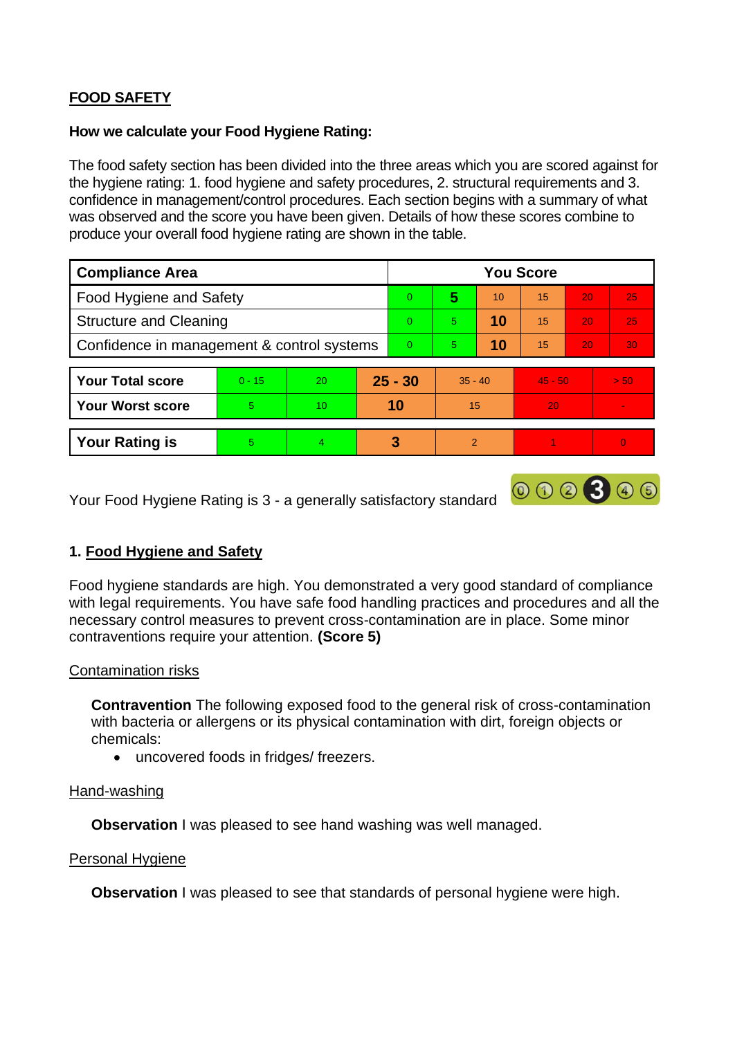## FOOD SAFETY

**How we calculate your Food Hygiene Rating:**

The food safety section has been divided into the three areas which you are scored against for the hygiene rating: 1. food hygiene and safety procedures, 2. structural requirements and 3. confidence in management/control procedures. Each section begins with a summary of what was observed and the score you have been given. Details of how these scores combine to produce your overall food hygiene rating are shown in the table.

| Compliance Area | You Score | | | | | |
|---|---|---|---|---|---|---|
| Food Hygiene and Safety | 0 | **5** | 10 | 15 | 20 | 25 |
| Structure and Cleaning | 0 | 5 | **10** | 15 | 20 | 25 |
| Confidence in management & control systems | 0 | 5 | **10** | 15 | 20 | 30 |

| | | | | | | |
|---|---|---|---|---|---|---|
| **Your Total score** | 0 - 15 | 20 | **25 - 30** | 35 - 40 | 45 - 50 | > 50 |
| **Your Worst score** | 5 | 10 | **10** | 15 | 20 | - |

| | | | | | | |
|---|---|---|---|---|---|---|
| **Your Rating is** | 5 | 4 | **3** | 2 | 1 | 0 |

Your Food Hygiene Rating is 3 - a generally satisfactory standard

### 1. Food Hygiene and Safety

Food hygiene standards are high. You demonstrated a very good standard of compliance with legal requirements. You have safe food handling practices and procedures and all the necessary control measures to prevent cross-contamination are in place. Some minor contraventions require your attention. **(Score 5)**

#### Contamination risks

**Contravention** The following exposed food to the general risk of cross-contamination with bacteria or allergens or its physical contamination with dirt, foreign objects or chemicals:

- uncovered foods in fridges/ freezers.

#### Hand-washing

**Observation** I was pleased to see hand washing was well managed.

#### Personal Hygiene

**Observation** I was pleased to see that standards of personal hygiene were high.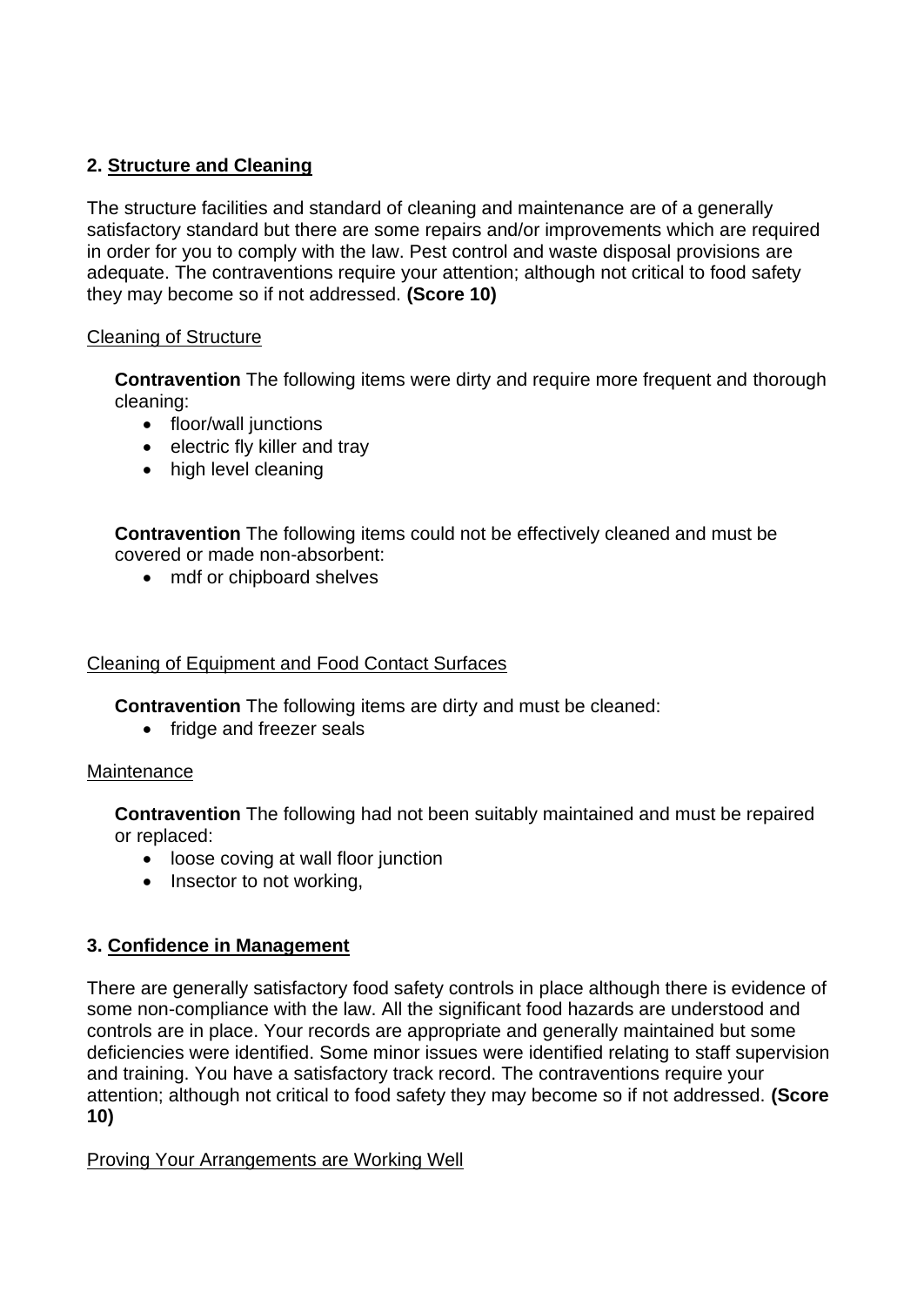## 2. Structure and Cleaning

The structure facilities and standard of cleaning and maintenance are of a generally satisfactory standard but there are some repairs and/or improvements which are required in order for you to comply with the law. Pest control and waste disposal provisions are adequate. The contraventions require your attention; although not critical to food safety they may become so if not addressed. **(Score 10)**

Cleaning of Structure

**Contravention** The following items were dirty and require more frequent and thorough cleaning:

- floor/wall junctions
- electric fly killer and tray
- high level cleaning

**Contravention** The following items could not be effectively cleaned and must be covered or made non-absorbent:

- mdf or chipboard shelves

Cleaning of Equipment and Food Contact Surfaces

**Contravention** The following items are dirty and must be cleaned:

- fridge and freezer seals

Maintenance

**Contravention** The following had not been suitably maintained and must be repaired or replaced:

- loose coving at wall floor junction
- Insector to not working,

## 3. Confidence in Management

There are generally satisfactory food safety controls in place although there is evidence of some non-compliance with the law. All the significant food hazards are understood and controls are in place. Your records are appropriate and generally maintained but some deficiencies were identified. Some minor issues were identified relating to staff supervision and training. You have a satisfactory track record. The contraventions require your attention; although not critical to food safety they may become so if not addressed. **(Score 10)**

Proving Your Arrangements are Working Well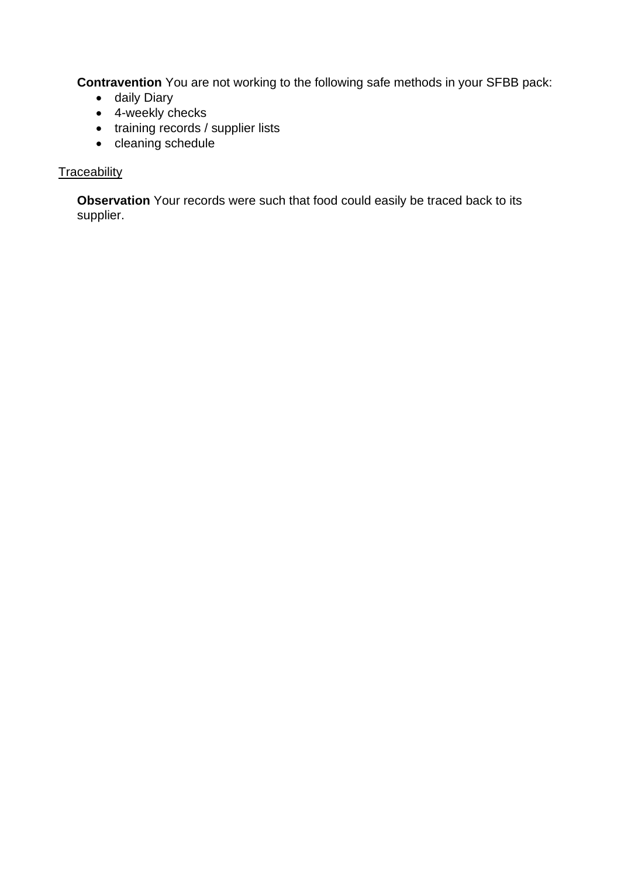**Contravention** You are not working to the following safe methods in your SFBB pack:

- daily Diary
- 4-weekly checks
- training records / supplier lists
- cleaning schedule

<u>Traceability</u>

**Observation** Your records were such that food could easily be traced back to its supplier.